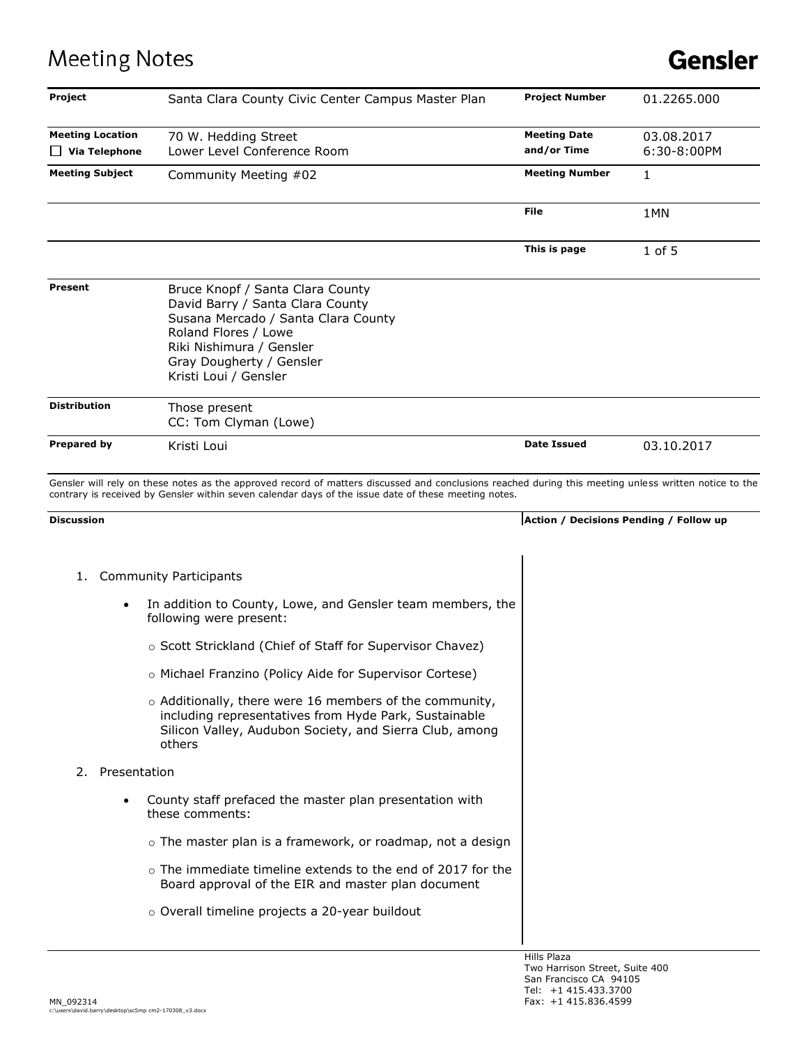# Meeting Notes

**Gensler**

| **Project** | Santa Clara County Civic Center Campus Master Plan | **Project Number** | 01.2265.000 |
|---|---|---|---|
| **Meeting Location** ☐ **Via Telephone** | 70 W. Hedding Street<br>Lower Level Conference Room | **Meeting Date and/or Time** | 03.08.2017<br>6:30-8:00PM |
| **Meeting Subject** | Community Meeting #02 | **Meeting Number** | 1 |
| | | **File** | 1MN |
| | | **This is page** | 1 of 5 |
| **Present** | Bruce Knopf / Santa Clara County<br>David Barry / Santa Clara County<br>Susana Mercado / Santa Clara County<br>Roland Flores / Lowe<br>Riki Nishimura / Gensler<br>Gray Dougherty / Gensler<br>Kristi Loui / Gensler | | |
| **Distribution** | Those present<br>CC: Tom Clyman (Lowe) | | |
| **Prepared by** | Kristi Loui | **Date Issued** | 03.10.2017 |

Gensler will rely on these notes as the approved record of matters discussed and conclusions reached during this meeting unless written notice to the contrary is received by Gensler within seven calendar days of the issue date of these meeting notes.

| **Discussion** | **Action / Decisions Pending / Follow up** |
|---|---|

1. Community Participants
   - In addition to County, Lowe, and Gensler team members, the following were present:
     - Scott Strickland (Chief of Staff for Supervisor Chavez)
     - Michael Franzino (Policy Aide for Supervisor Cortese)
     - Additionally, there were 16 members of the community, including representatives from Hyde Park, Sustainable Silicon Valley, Audubon Society, and Sierra Club, among others
2. Presentation
   - County staff prefaced the master plan presentation with these comments:
     - The master plan is a framework, or roadmap, not a design
     - The immediate timeline extends to the end of 2017 for the Board approval of the EIR and master plan document
     - Overall timeline projects a 20-year buildout

Hills Plaza
Two Harrison Street, Suite 400
San Francisco CA 94105
Tel: +1 415.433.3700
Fax: +1 415.836.4599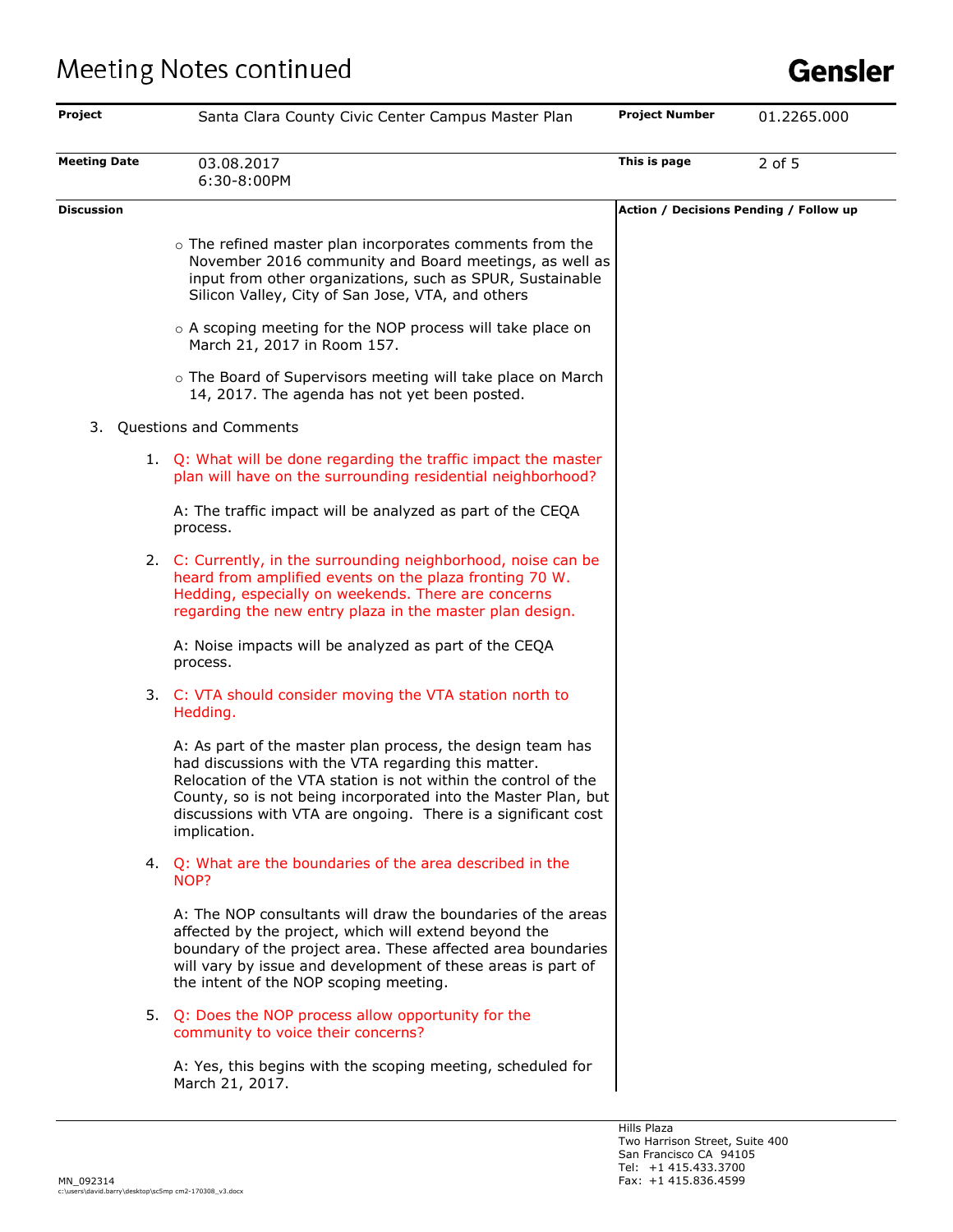| Project | Santa Clara County Civic Center Campus Master Plan | Project Number | 01.2265.000 |
|---|---|---|---|
| Meeting Date | 03.08.2017<br>6:30-8:00PM | This is page | 2 of 5 |

**Discussion** | **Action / Decisions Pending / Follow up**

- The refined master plan incorporates comments from the November 2016 community and Board meetings, as well as input from other organizations, such as SPUR, Sustainable Silicon Valley, City of San Jose, VTA, and others

- A scoping meeting for the NOP process will take place on March 21, 2017 in Room 157.

- The Board of Supervisors meeting will take place on March 14, 2017. The agenda has not yet been posted.

3. Questions and Comments

   1. Q: What will be done regarding the traffic impact the master plan will have on the surrounding residential neighborhood?

      A: The traffic impact will be analyzed as part of the CEQA process.

   2. C: Currently, in the surrounding neighborhood, noise can be heard from amplified events on the plaza fronting 70 W. Hedding, especially on weekends. There are concerns regarding the new entry plaza in the master plan design.

      A: Noise impacts will be analyzed as part of the CEQA process.

   3. C: VTA should consider moving the VTA station north to Hedding.

      A: As part of the master plan process, the design team has had discussions with the VTA regarding this matter. Relocation of the VTA station is not within the control of the County, so is not being incorporated into the Master Plan, but discussions with VTA are ongoing. There is a significant cost implication.

   4. Q: What are the boundaries of the area described in the NOP?

      A: The NOP consultants will draw the boundaries of the areas affected by the project, which will extend beyond the boundary of the project area. These affected area boundaries will vary by issue and development of these areas is part of the intent of the NOP scoping meeting.

   5. Q: Does the NOP process allow opportunity for the community to voice their concerns?

      A: Yes, this begins with the scoping meeting, scheduled for March 21, 2017.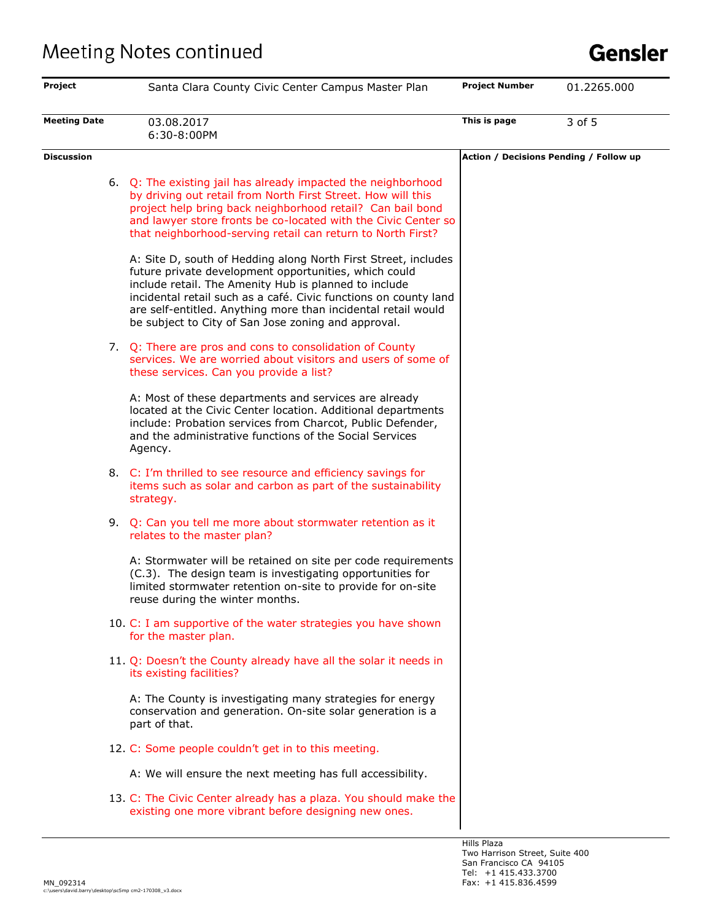| Project | Santa Clara County Civic Center Campus Master Plan | Project Number | 01.2265.000 |
|---|---|---|---|
| Meeting Date | 03.08.2017 6:30-8:00PM | This is page | 3 of 5 |

**Discussion** | **Action / Decisions Pending / Follow up**

6. Q: The existing jail has already impacted the neighborhood by driving out retail from North First Street. How will this project help bring back neighborhood retail? Can bail bond and lawyer store fronts be co-located with the Civic Center so that neighborhood-serving retail can return to North First?

   A: Site D, south of Hedding along North First Street, includes future private development opportunities, which could include retail. The Amenity Hub is planned to include incidental retail such as a café. Civic functions on county land are self-entitled. Anything more than incidental retail would be subject to City of San Jose zoning and approval.

7. Q: There are pros and cons to consolidation of County services. We are worried about visitors and users of some of these services. Can you provide a list?

   A: Most of these departments and services are already located at the Civic Center location. Additional departments include: Probation services from Charcot, Public Defender, and the administrative functions of the Social Services Agency.

8. C: I'm thrilled to see resource and efficiency savings for items such as solar and carbon as part of the sustainability strategy.

9. Q: Can you tell me more about stormwater retention as it relates to the master plan?

   A: Stormwater will be retained on site per code requirements (C.3). The design team is investigating opportunities for limited stormwater retention on-site to provide for on-site reuse during the winter months.

10. C: I am supportive of the water strategies you have shown for the master plan.

11. Q: Doesn't the County already have all the solar it needs in its existing facilities?

    A: The County is investigating many strategies for energy conservation and generation. On-site solar generation is a part of that.

12. C: Some people couldn't get in to this meeting.

    A: We will ensure the next meeting has full accessibility.

13. C: The Civic Center already has a plaza. You should make the existing one more vibrant before designing new ones.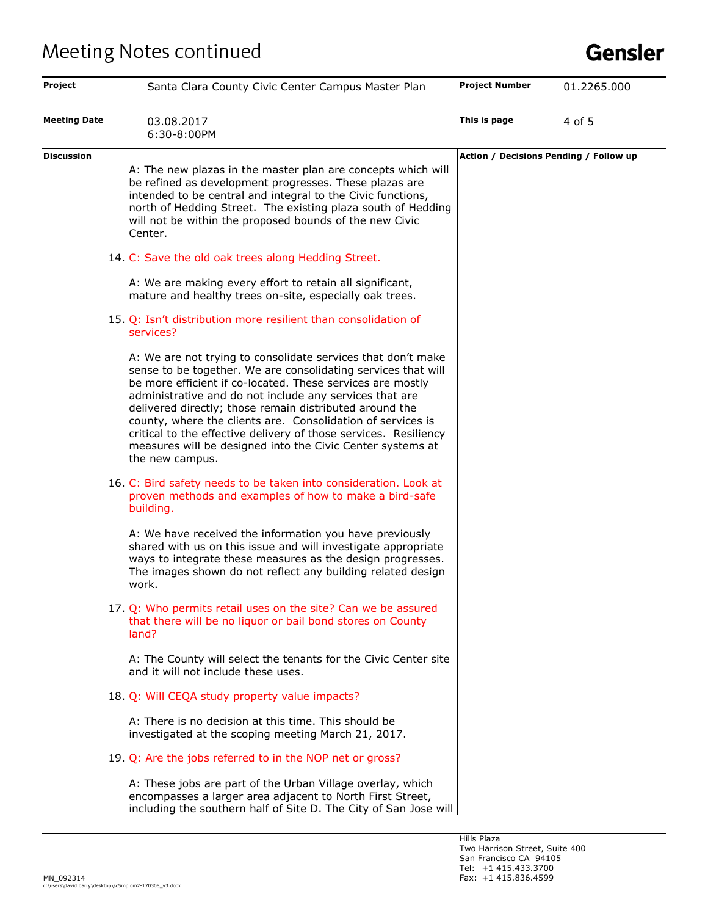# Meeting Notes continued

| Project | Santa Clara County Civic Center Campus Master Plan | Project Number | 01.2265.000 |
|---|---|---|---|
| Meeting Date | 03.08.2017<br>6:30-8:00PM | | |

**Discussion** | **Action / Decisions Pending / Follow up**

A: The new plazas in the master plan are concepts which will be refined as development progresses. These plazas are intended to be central and integral to the Civic functions, north of Hedding Street. The existing plaza south of Hedding will not be within the proposed bounds of the new Civic Center.

14. C: Save the old oak trees along Hedding Street.

    A: We are making every effort to retain all significant, mature and healthy trees on-site, especially oak trees.

15. Q: Isn't distribution more resilient than consolidation of services?

    A: We are not trying to consolidate services that don't make sense to be together. We are consolidating services that will be more efficient if co-located. These services are mostly administrative and do not include any services that are delivered directly; those remain distributed around the county, where the clients are. Consolidation of services is critical to the effective delivery of those services. Resiliency measures will be designed into the Civic Center systems at the new campus.

16. C: Bird safety needs to be taken into consideration. Look at proven methods and examples of how to make a bird-safe building.

    A: We have received the information you have previously shared with us on this issue and will investigate appropriate ways to integrate these measures as the design progresses. The images shown do not reflect any building related design work.

17. Q: Who permits retail uses on the site? Can we be assured that there will be no liquor or bail bond stores on County land?

    A: The County will select the tenants for the Civic Center site and it will not include these uses.

18. Q: Will CEQA study property value impacts?

    A: There is no decision at this time. This should be investigated at the scoping meeting March 21, 2017.

19. Q: Are the jobs referred to in the NOP net or gross?

    A: These jobs are part of the Urban Village overlay, which encompasses a larger area adjacent to North First Street, including the southern half of Site D. The City of San Jose will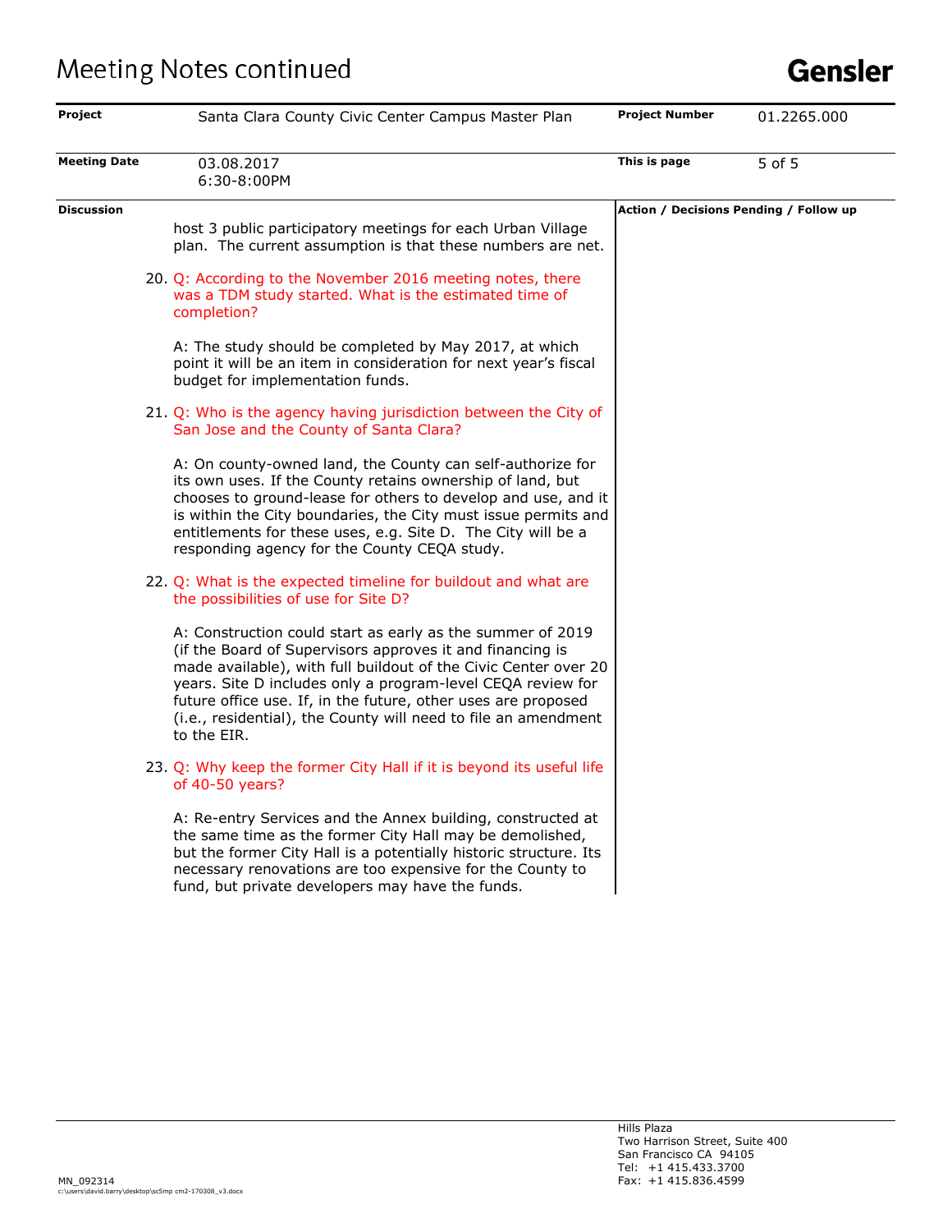host 3 public participatory meetings for each Urban Village plan. The current assumption is that these numbers are net.

20. Q: According to the November 2016 meeting notes, there was a TDM study started. What is the estimated time of completion?

    A: The study should be completed by May 2017, at which point it will be an item in consideration for next year's fiscal budget for implementation funds.

21. Q: Who is the agency having jurisdiction between the City of San Jose and the County of Santa Clara?

    A: On county-owned land, the County can self-authorize for its own uses. If the County retains ownership of land, but chooses to ground-lease for others to develop and use, and it is within the City boundaries, the City must issue permits and entitlements for these uses, e.g. Site D. The City will be a responding agency for the County CEQA study.

22. Q: What is the expected timeline for buildout and what are the possibilities of use for Site D?

    A: Construction could start as early as the summer of 2019 (if the Board of Supervisors approves it and financing is made available), with full buildout of the Civic Center over 20 years. Site D includes only a program-level CEQA review for future office use. If, in the future, other uses are proposed (i.e., residential), the County will need to file an amendment to the EIR.

23. Q: Why keep the former City Hall if it is beyond its useful life of 40-50 years?

    A: Re-entry Services and the Annex building, constructed at the same time as the former City Hall may be demolished, but the former City Hall is a potentially historic structure. Its necessary renovations are too expensive for the County to fund, but private developers may have the funds.